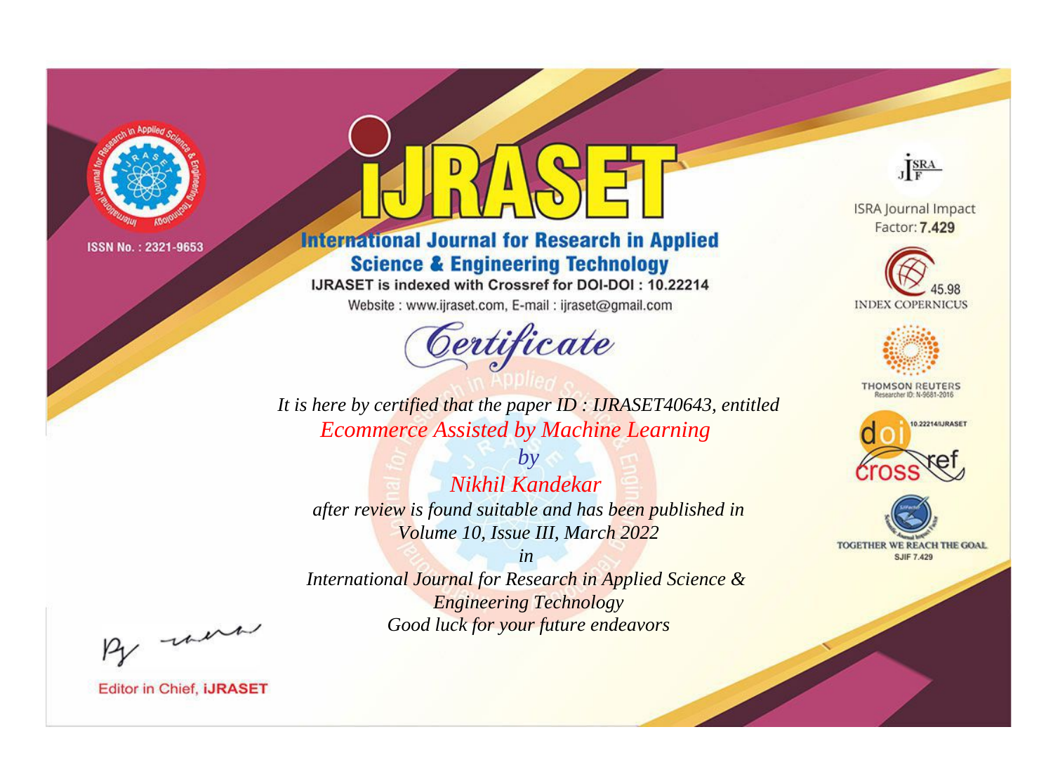ISSN No. : 2321-9653

# IJRASET

## International Journal for Research in Applied Science & Engineering Technology

IJRASET is indexed with Crossref for DOI-DOI : 10.22214

Website : www.ijraset.com, E-mail : ijraset@gmail.com

ISRA Journal Impact Factor: **7.429**

45.98 INDEX COPERNICUS

THOMSON REUTERS Researcher ID: N-9681-2016

10.22214/IJRASET

TOGETHER WE REACH THE GOAL SJIF 7.429

# *Certificate*

*It is here by certified that the paper ID : IJRASET40643, entitled*

*Ecommerce Assisted by Machine Learning*

*by*

*Nikhil Kandekar*

*after review is found suitable and has been published in*

*Volume 10, Issue III, March 2022*

*in*

*International Journal for Research in Applied Science & Engineering Technology*

*Good luck for your future endeavors*

Editor in Chief, **IJRASET**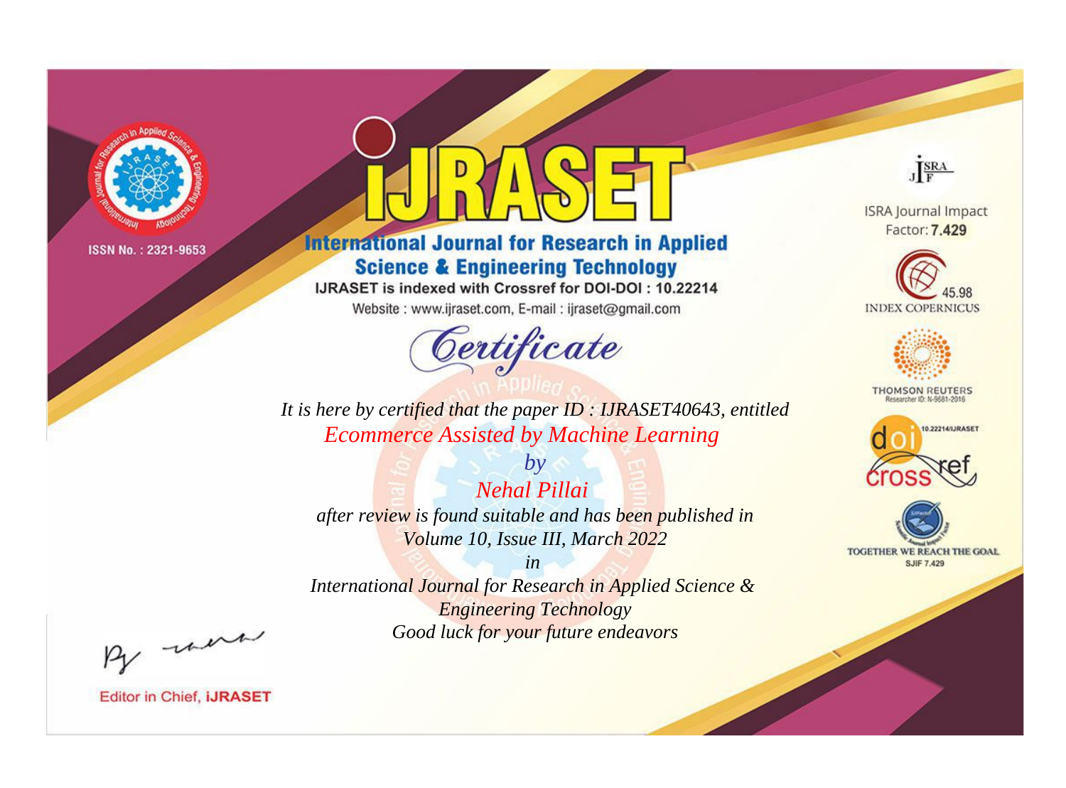ISSN No. : 2321-9653

# iJRASET

## International Journal for Research in Applied Science & Engineering Technology

IJRASET is indexed with Crossref for DOI-DOI : 10.22214

Website : www.ijraset.com, E-mail : ijraset@gmail.com

*Certificate*

*It is here by certified that the paper ID : IJRASET40643, entitled*

*Ecommerce Assisted by Machine Learning*

*by*

*Nehal Pillai*

*after review is found suitable and has been published in*

*Volume 10, Issue III, March 2022*

*in*

*International Journal for Research in Applied Science & Engineering Technology*

*Good luck for your future endeavors*

ISRA Journal Impact Factor: **7.429**

45.98 INDEX COPERNICUS

THOMSON REUTERS Researcher ID: N-9681-2016

10.22214/IJRASET

TOGETHER WE REACH THE GOAL SJIF 7.429

Editor in Chief, **iJRASET**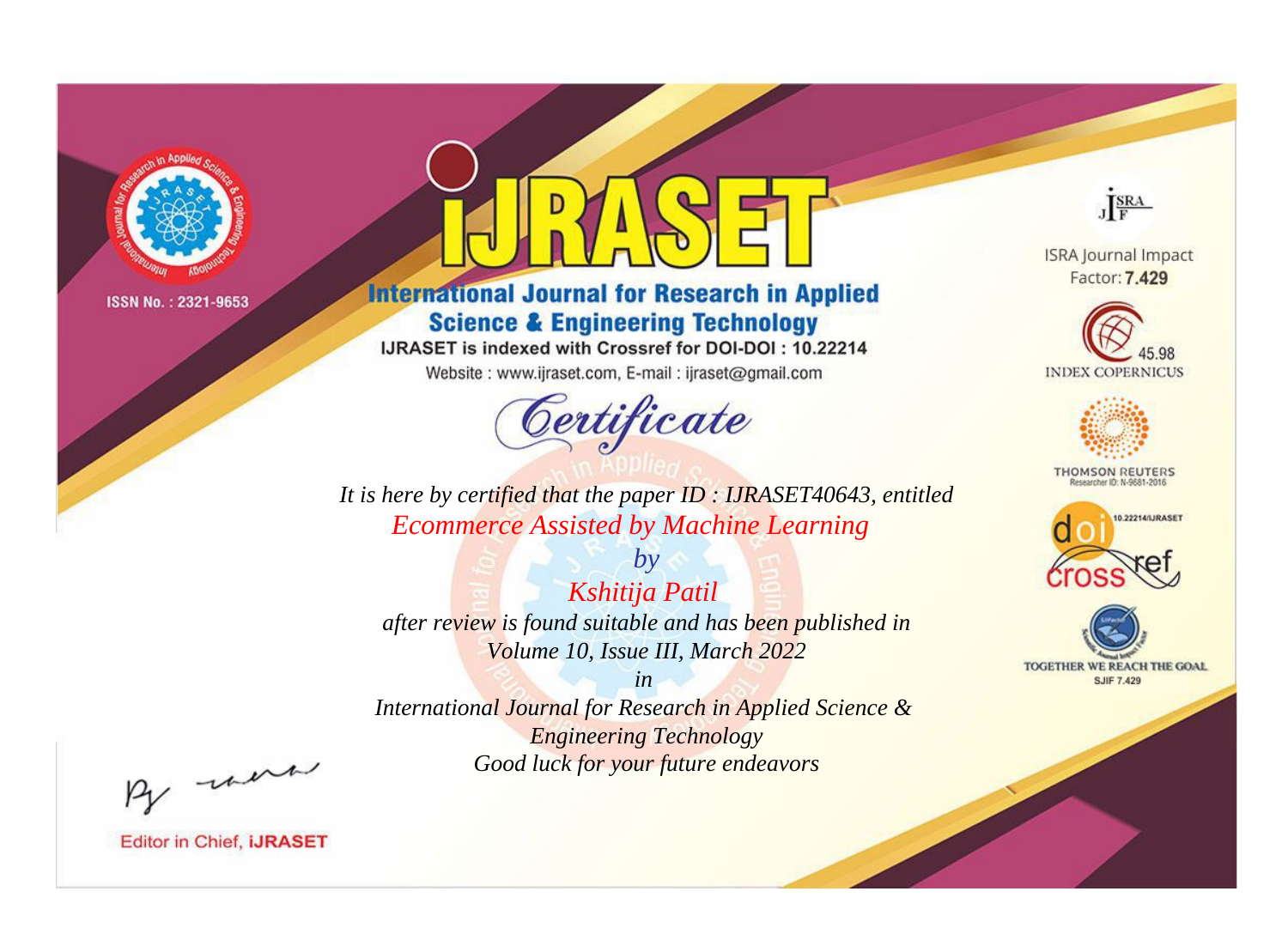ISSN No. : 2321-9653

# iJRASET

## International Journal for Research in Applied Science & Engineering Technology

IJRASET is indexed with Crossref for DOI-DOI : 10.22214

Website : www.ijraset.com, E-mail : ijraset@gmail.com

ISRA Journal Impact Factor: **7.429**

45.98 INDEX COPERNICUS

THOMSON REUTERS Researcher ID: N-9681-2016

10.22214/IJRASET

TOGETHER WE REACH THE GOAL SJIF 7.429

# Certificate

*It is here by certified that the paper ID : IJRASET40643, entitled*

*Ecommerce Assisted by Machine Learning*

*by*

*Kshitija Patil*

*after review is found suitable and has been published in*

*Volume 10, Issue III, March 2022*

*in*

*International Journal for Research in Applied Science & Engineering Technology*

*Good luck for your future endeavors*

Editor in Chief, **iJRASET**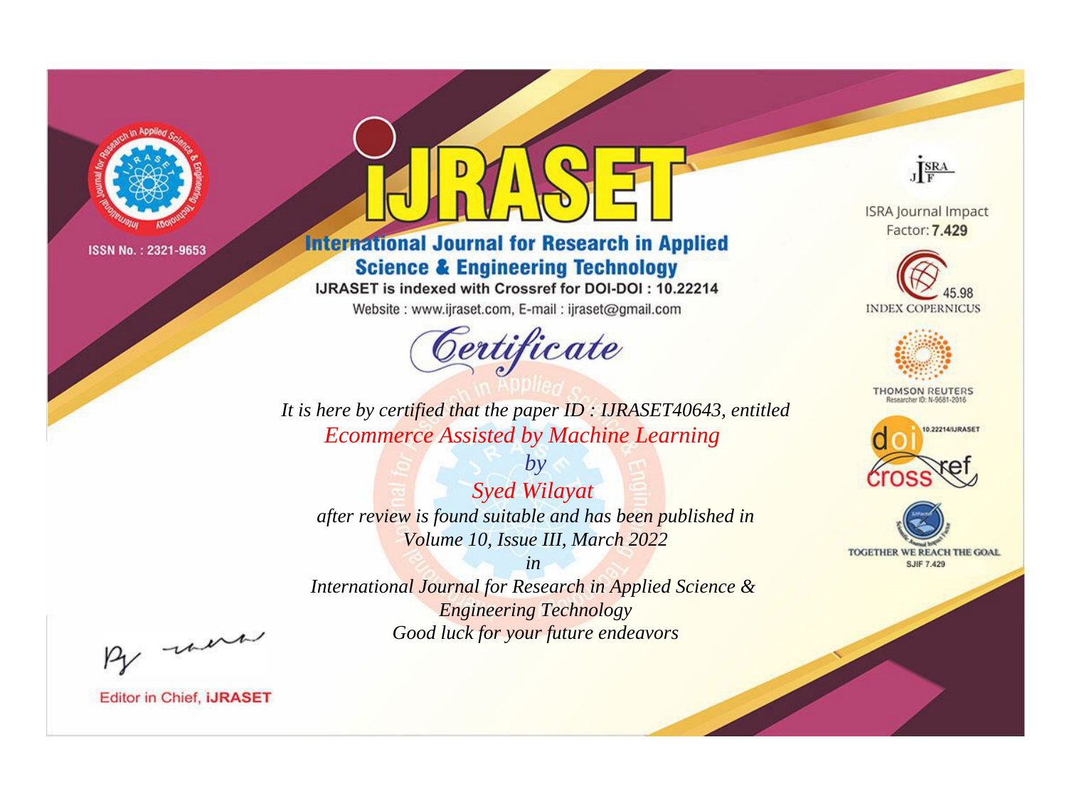ISSN No. : 2321-9653

# iJRASET

## International Journal for Research in Applied Science & Engineering Technology

IJRASET is indexed with Crossref for DOI-DOI : 10.22214

Website : www.ijraset.com, E-mail : ijraset@gmail.com

## Certificate

*It is here by certified that the paper ID : IJRASET40643, entitled*

*Ecommerce Assisted by Machine Learning*

*by*

*Syed Wilayat*

*after review is found suitable and has been published in*

*Volume 10, Issue III, March 2022*

*in*

*International Journal for Research in Applied Science & Engineering Technology*

*Good luck for your future endeavors*

ISRA Journal Impact Factor: **7.429**

45.98 INDEX COPERNICUS

THOMSON REUTERS Researcher ID: N-9681-2016

10.22214/IJRASET

TOGETHER WE REACH THE GOAL SJIF 7.429

Editor in Chief, **iJRASET**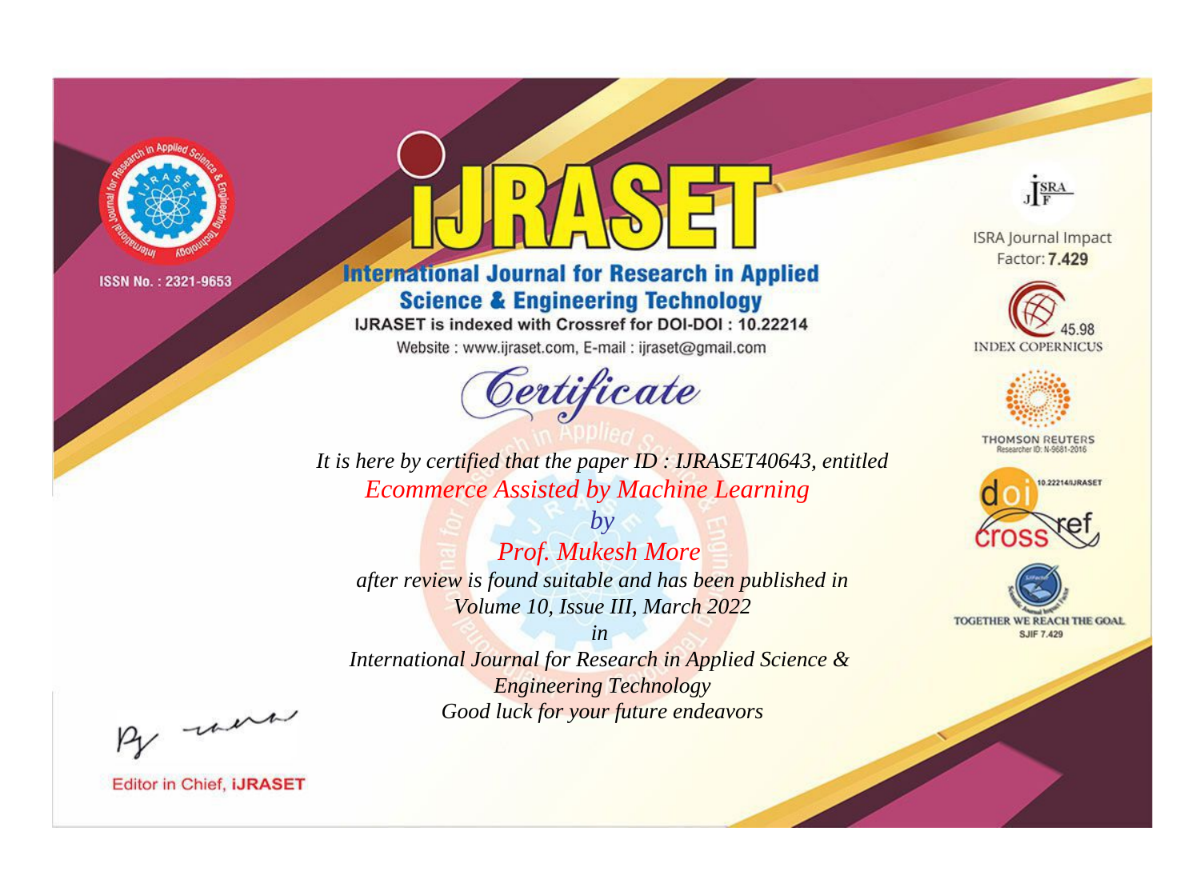ISSN No. : 2321-9653

# iJRASET

## International Journal for Research in Applied Science & Engineering Technology

IJRASET is indexed with Crossref for DOI-DOI : 10.22214

Website : www.ijraset.com, E-mail : ijraset@gmail.com

ISRA Journal Impact Factor: **7.429**

45.98 INDEX COPERNICUS

THOMSON REUTERS Researcher ID: N-9681-2016

10.22214/IJRASET

TOGETHER WE REACH THE GOAL SJIF 7.429

*Certificate*

*It is here by certified that the paper ID : IJRASET40643, entitled*

*Ecommerce Assisted by Machine Learning*

*by*

*Prof. Mukesh More*

*after review is found suitable and has been published in*

*Volume 10, Issue III, March 2022*

*in*

*International Journal for Research in Applied Science & Engineering Technology*

*Good luck for your future endeavors*

Editor in Chief, **iJRASET**